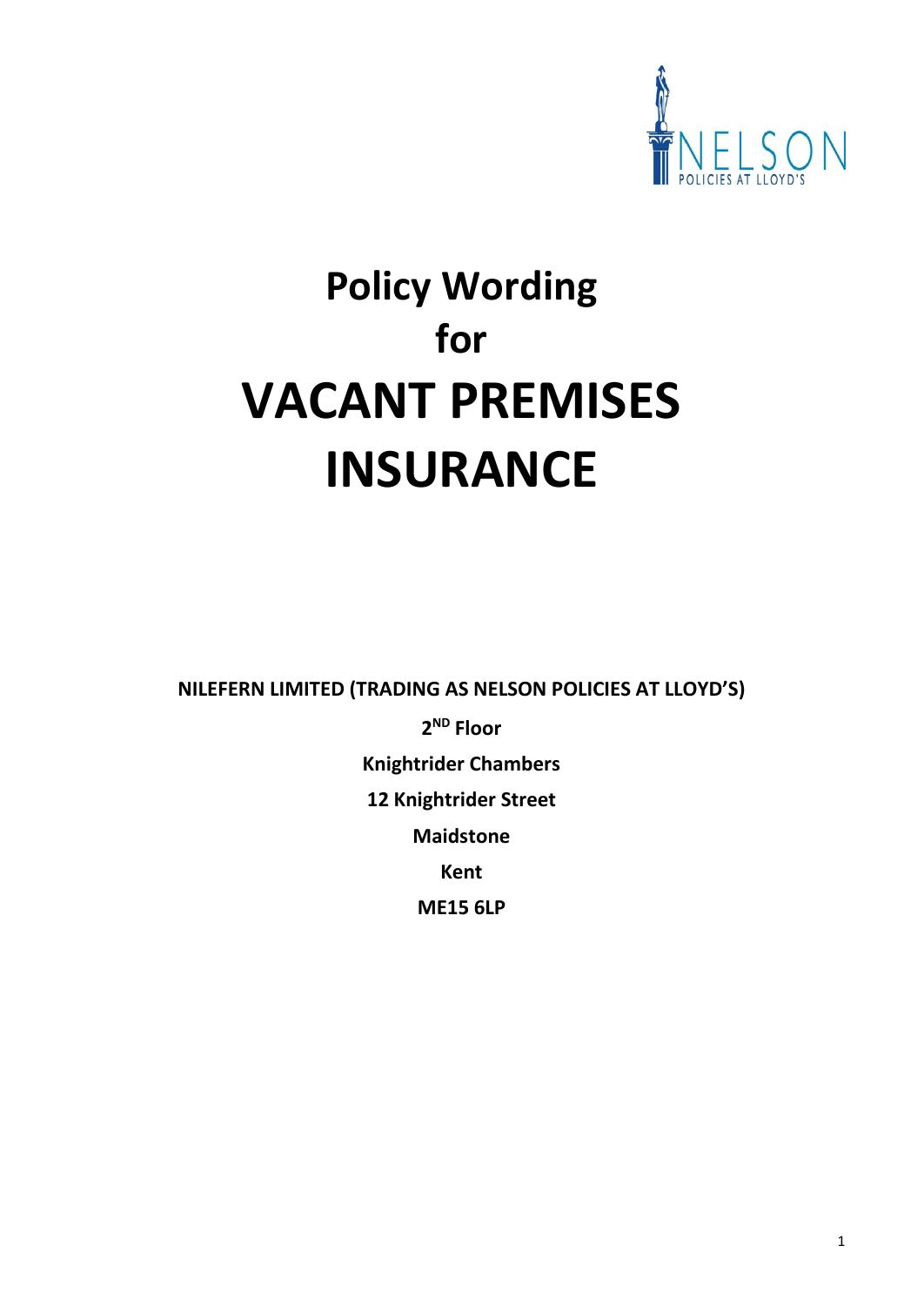# Policy Wording
# for
# VACANT PREMISES INSURANCE

**NILEFERN LIMITED (TRADING AS NELSON POLICIES AT LLOYD'S)**

**2ND Floor**

**Knightrider Chambers**

**12 Knightrider Street**

**Maidstone**

**Kent**

**ME15 6LP**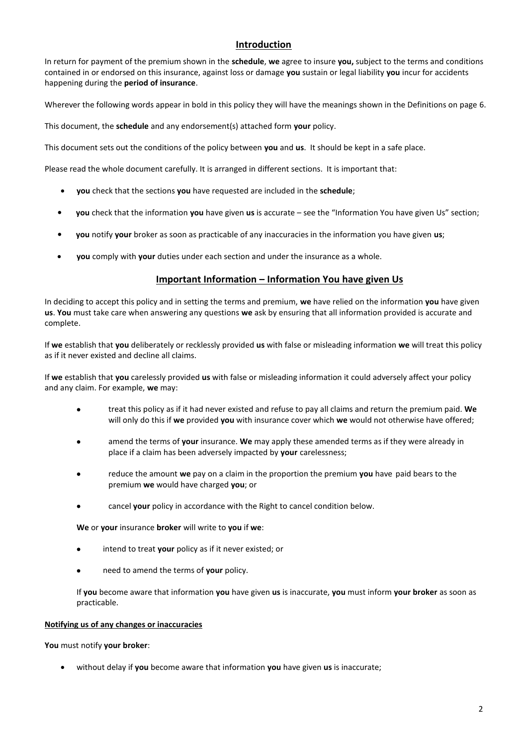## Introduction

In return for payment of the premium shown in the **schedule**, **we** agree to insure **you,** subject to the terms and conditions contained in or endorsed on this insurance, against loss or damage **you** sustain or legal liability **you** incur for accidents happening during the **period of insurance**.

Wherever the following words appear in bold in this policy they will have the meanings shown in the Definitions on page 6.

This document, the **schedule** and any endorsement(s) attached form **your** policy.

This document sets out the conditions of the policy between **you** and **us**. It should be kept in a safe place.

Please read the whole document carefully. It is arranged in different sections. It is important that:

- **you** check that the sections **you** have requested are included in the **schedule**;
- **you** check that the information **you** have given **us** is accurate – see the "Information You have given Us" section;
- **you** notify **your** broker as soon as practicable of any inaccuracies in the information you have given **us**;
- **you** comply with **your** duties under each section and under the insurance as a whole.

## Important Information – Information You have given Us

In deciding to accept this policy and in setting the terms and premium, **we** have relied on the information **you** have given **us**. **You** must take care when answering any questions **we** ask by ensuring that all information provided is accurate and complete.

If **we** establish that **you** deliberately or recklessly provided **us** with false or misleading information **we** will treat this policy as if it never existed and decline all claims.

If **we** establish that **you** carelessly provided **us** with false or misleading information it could adversely affect your policy and any claim. For example, **we** may:

- treat this policy as if it had never existed and refuse to pay all claims and return the premium paid. **We** will only do this if **we** provided **you** with insurance cover which **we** would not otherwise have offered;
- amend the terms of **your** insurance. **We** may apply these amended terms as if they were already in place if a claim has been adversely impacted by **your** carelessness;
- reduce the amount **we** pay on a claim in the proportion the premium **you** have paid bears to the premium **we** would have charged **you**; or
- cancel **your** policy in accordance with the Right to cancel condition below.

**We** or **your** insurance **broker** will write to **you** if **we**:

- intend to treat **your** policy as if it never existed; or
- need to amend the terms of **your** policy.

If **you** become aware that information **you** have given **us** is inaccurate, **you** must inform **your broker** as soon as practicable.

**Notifying us of any changes or inaccuracies**

**You** must notify **your broker**:

- without delay if **you** become aware that information **you** have given **us** is inaccurate;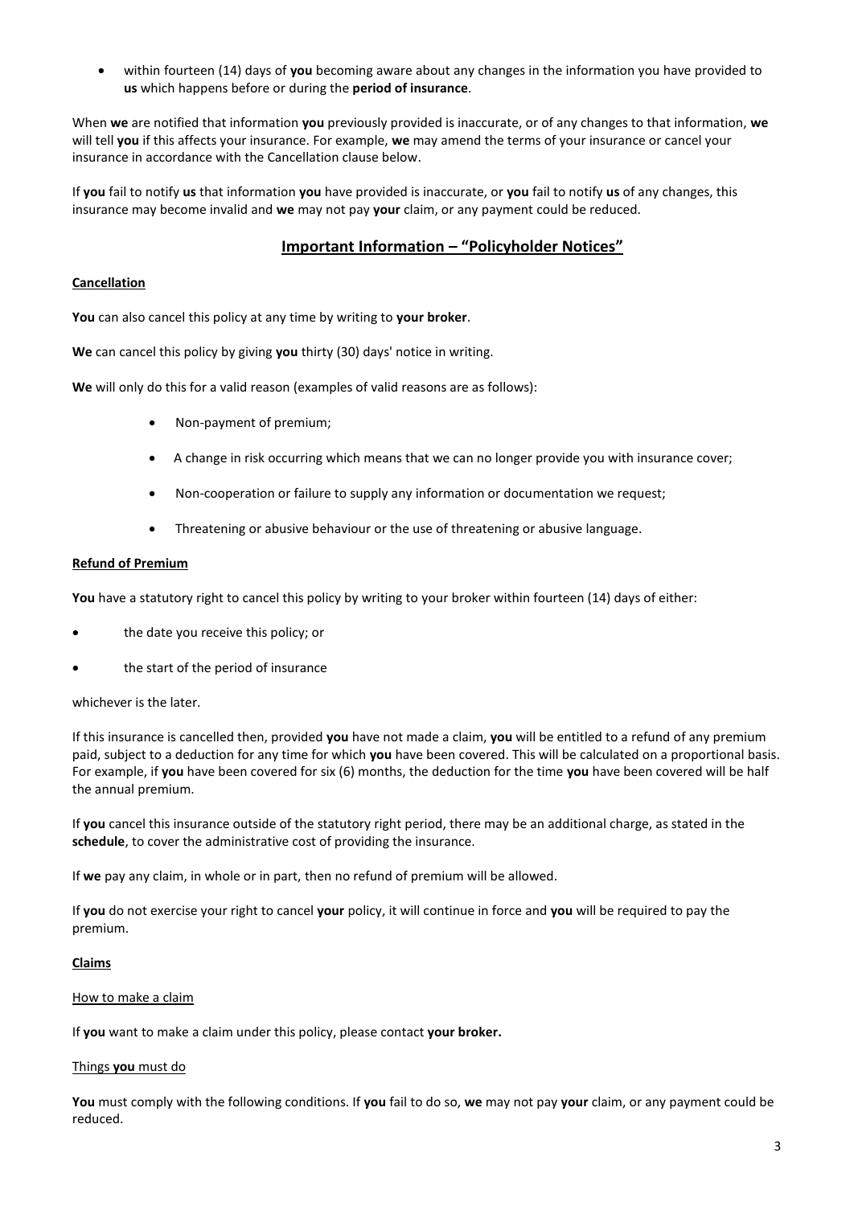- within fourteen (14) days of **you** becoming aware about any changes in the information you have provided to **us** which happens before or during the **period of insurance**.

When **we** are notified that information **you** previously provided is inaccurate, or of any changes to that information, **we** will tell **you** if this affects your insurance. For example, **we** may amend the terms of your insurance or cancel your insurance in accordance with the Cancellation clause below.

If **you** fail to notify **us** that information **you** have provided is inaccurate, or **you** fail to notify **us** of any changes, this insurance may become invalid and **we** may not pay **your** claim, or any payment could be reduced.

## Important Information – "Policyholder Notices"

### Cancellation

**You** can also cancel this policy at any time by writing to **your broker**.

**We** can cancel this policy by giving **you** thirty (30) days' notice in writing.

**We** will only do this for a valid reason (examples of valid reasons are as follows):

- Non-payment of premium;
- A change in risk occurring which means that we can no longer provide you with insurance cover;
- Non-cooperation or failure to supply any information or documentation we request;
- Threatening or abusive behaviour or the use of threatening or abusive language.

### Refund of Premium

**You** have a statutory right to cancel this policy by writing to your broker within fourteen (14) days of either:

- the date you receive this policy; or
- the start of the period of insurance

whichever is the later.

If this insurance is cancelled then, provided **you** have not made a claim, **you** will be entitled to a refund of any premium paid, subject to a deduction for any time for which **you** have been covered. This will be calculated on a proportional basis. For example, if **you** have been covered for six (6) months, the deduction for the time **you** have been covered will be half the annual premium.

If **you** cancel this insurance outside of the statutory right period, there may be an additional charge, as stated in the **schedule**, to cover the administrative cost of providing the insurance.

If **we** pay any claim, in whole or in part, then no refund of premium will be allowed.

If **you** do not exercise your right to cancel **your** policy, it will continue in force and **you** will be required to pay the premium.

### Claims

#### How to make a claim

If **you** want to make a claim under this policy, please contact **your broker.**

#### Things **you** must do

**You** must comply with the following conditions. If **you** fail to do so, **we** may not pay **your** claim, or any payment could be reduced.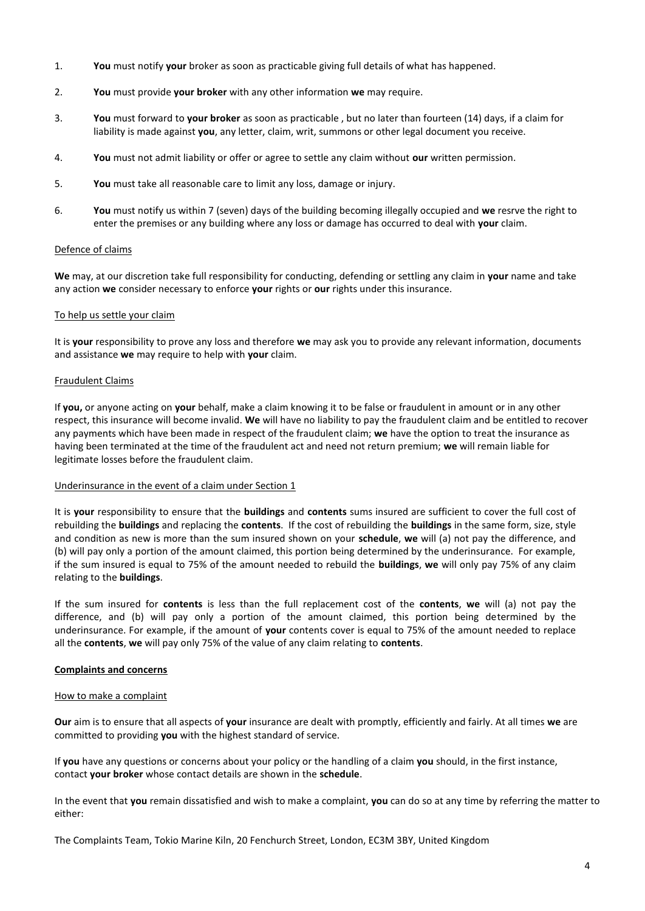1. **You** must notify **your** broker as soon as practicable giving full details of what has happened.

2. **You** must provide **your broker** with any other information **we** may require.

3. **You** must forward to **your broker** as soon as practicable , but no later than fourteen (14) days, if a claim for liability is made against **you**, any letter, claim, writ, summons or other legal document you receive.

4. **You** must not admit liability or offer or agree to settle any claim without **our** written permission.

5. **You** must take all reasonable care to limit any loss, damage or injury.

6. **You** must notify us within 7 (seven) days of the building becoming illegally occupied and **we** resrve the right to enter the premises or any building where any loss or damage has occurred to deal with **your** claim.

<u>Defence of claims</u>

**We** may, at our discretion take full responsibility for conducting, defending or settling any claim in **your** name and take any action **we** consider necessary to enforce **your** rights or **our** rights under this insurance.

<u>To help us settle your claim</u>

It is **your** responsibility to prove any loss and therefore **we** may ask you to provide any relevant information, documents and assistance **we** may require to help with **your** claim.

<u>Fraudulent Claims</u>

If **you,** or anyone acting on **your** behalf, make a claim knowing it to be false or fraudulent in amount or in any other respect, this insurance will become invalid. **We** will have no liability to pay the fraudulent claim and be entitled to recover any payments which have been made in respect of the fraudulent claim; **we** have the option to treat the insurance as having been terminated at the time of the fraudulent act and need not return premium; **we** will remain liable for legitimate losses before the fraudulent claim.

<u>Underinsurance in the event of a claim under Section 1</u>

It is **your** responsibility to ensure that the **buildings** and **contents** sums insured are sufficient to cover the full cost of rebuilding the **buildings** and replacing the **contents**. If the cost of rebuilding the **buildings** in the same form, size, style and condition as new is more than the sum insured shown on your **schedule**, **we** will (a) not pay the difference, and (b) will pay only a portion of the amount claimed, this portion being determined by the underinsurance. For example, if the sum insured is equal to 75% of the amount needed to rebuild the **buildings**, **we** will only pay 75% of any claim relating to the **buildings**.

If the sum insured for **contents** is less than the full replacement cost of the **contents**, **we** will (a) not pay the difference, and (b) will pay only a portion of the amount claimed, this portion being determined by the underinsurance. For example, if the amount of **your** contents cover is equal to 75% of the amount needed to replace all the **contents**, **we** will pay only 75% of the value of any claim relating to **contents**.

## Complaints and concerns

<u>How to make a complaint</u>

**Our** aim is to ensure that all aspects of **your** insurance are dealt with promptly, efficiently and fairly. At all times **we** are committed to providing **you** with the highest standard of service.

If **you** have any questions or concerns about your policy or the handling of a claim **you** should, in the first instance, contact **your broker** whose contact details are shown in the **schedule**.

In the event that **you** remain dissatisfied and wish to make a complaint, **you** can do so at any time by referring the matter to either:

The Complaints Team, Tokio Marine Kiln, 20 Fenchurch Street, London, EC3M 3BY, United Kingdom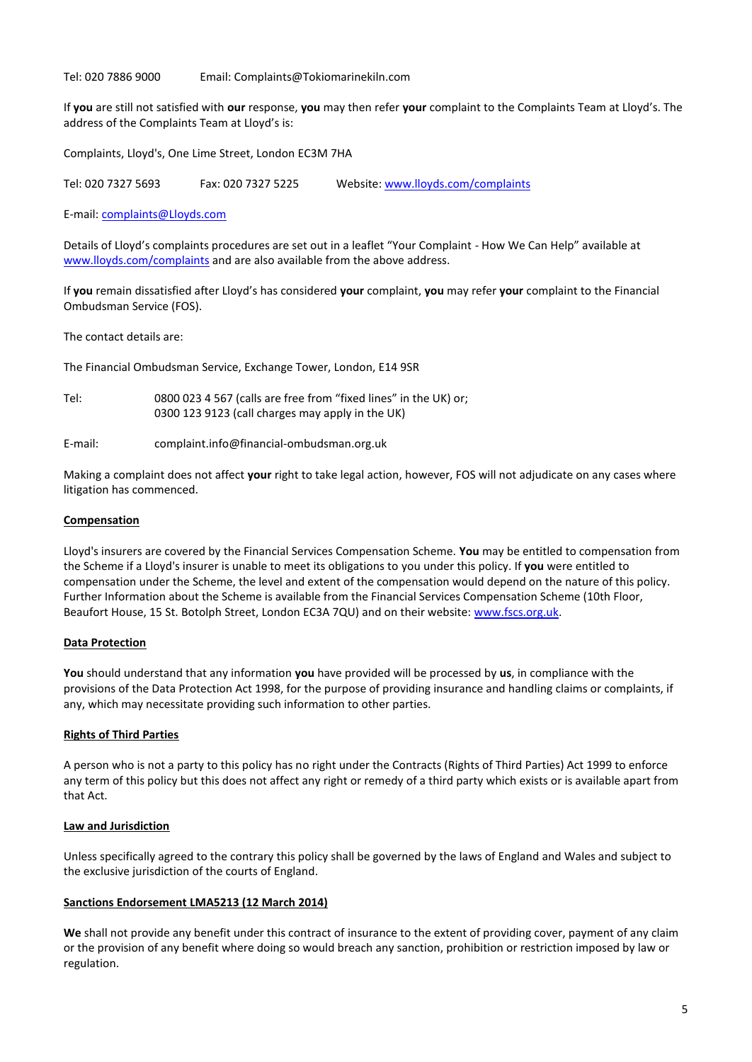Tel: 020 7886 9000        Email: Complaints@Tokiomarinekiln.com

If **you** are still not satisfied with **our** response, **you** may then refer **your** complaint to the Complaints Team at Lloyd's. The address of the Complaints Team at Lloyd's is:

Complaints, Lloyd's, One Lime Street, London EC3M 7HA

Tel: 020 7327 5693        Fax: 020 7327 5225        Website: www.lloyds.com/complaints

E-mail: complaints@Lloyds.com

Details of Lloyd's complaints procedures are set out in a leaflet "Your Complaint - How We Can Help" available at www.lloyds.com/complaints and are also available from the above address.

If **you** remain dissatisfied after Lloyd's has considered **your** complaint, **you** may refer **your** complaint to the Financial Ombudsman Service (FOS).

The contact details are:

The Financial Ombudsman Service, Exchange Tower, London, E14 9SR

Tel: 0800 023 4 567 (calls are free from "fixed lines" in the UK) or;
0300 123 9123 (call charges may apply in the UK)

E-mail: complaint.info@financial-ombudsman.org.uk

Making a complaint does not affect **your** right to take legal action, however, FOS will not adjudicate on any cases where litigation has commenced.

## Compensation

Lloyd's insurers are covered by the Financial Services Compensation Scheme. **You** may be entitled to compensation from the Scheme if a Lloyd's insurer is unable to meet its obligations to you under this policy. If **you** were entitled to compensation under the Scheme, the level and extent of the compensation would depend on the nature of this policy. Further Information about the Scheme is available from the Financial Services Compensation Scheme (10th Floor, Beaufort House, 15 St. Botolph Street, London EC3A 7QU) and on their website: www.fscs.org.uk.

## Data Protection

**You** should understand that any information **you** have provided will be processed by **us**, in compliance with the provisions of the Data Protection Act 1998, for the purpose of providing insurance and handling claims or complaints, if any, which may necessitate providing such information to other parties.

## Rights of Third Parties

A person who is not a party to this policy has no right under the Contracts (Rights of Third Parties) Act 1999 to enforce any term of this policy but this does not affect any right or remedy of a third party which exists or is available apart from that Act.

## Law and Jurisdiction

Unless specifically agreed to the contrary this policy shall be governed by the laws of England and Wales and subject to the exclusive jurisdiction of the courts of England.

## Sanctions Endorsement LMA5213 (12 March 2014)

**We** shall not provide any benefit under this contract of insurance to the extent of providing cover, payment of any claim or the provision of any benefit where doing so would breach any sanction, prohibition or restriction imposed by law or regulation.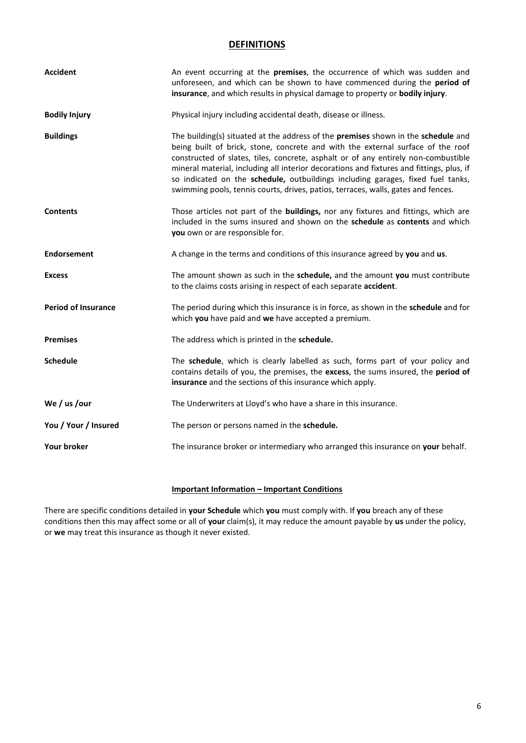## DEFINITIONS

| | |
|---|---|
| **Accident** | An event occurring at the **premises**, the occurrence of which was sudden and unforeseen, and which can be shown to have commenced during the **period of insurance**, and which results in physical damage to property or **bodily injury**. |
| **Bodily Injury** | Physical injury including accidental death, disease or illness. |
| **Buildings** | The building(s) situated at the address of the **premises** shown in the **schedule** and being built of brick, stone, concrete and with the external surface of the roof constructed of slates, tiles, concrete, asphalt or of any entirely non-combustible mineral material, including all interior decorations and fixtures and fittings, plus, if so indicated on the **schedule,** outbuildings including garages, fixed fuel tanks, swimming pools, tennis courts, drives, patios, terraces, walls, gates and fences. |
| **Contents** | Those articles not part of the **buildings,** nor any fixtures and fittings, which are included in the sums insured and shown on the **schedule** as **contents** and which **you** own or are responsible for. |
| **Endorsement** | A change in the terms and conditions of this insurance agreed by **you** and **us**. |
| **Excess** | The amount shown as such in the **schedule,** and the amount **you** must contribute to the claims costs arising in respect of each separate **accident**. |
| **Period of Insurance** | The period during which this insurance is in force, as shown in the **schedule** and for which **you** have paid and **we** have accepted a premium. |
| **Premises** | The address which is printed in the **schedule.** |
| **Schedule** | The **schedule**, which is clearly labelled as such, forms part of your policy and contains details of you, the premises, the **excess**, the sums insured, the **period of insurance** and the sections of this insurance which apply. |
| **We / us /our** | The Underwriters at Lloyd's who have a share in this insurance. |
| **You / Your / Insured** | The person or persons named in the **schedule.** |
| **Your broker** | The insurance broker or intermediary who arranged this insurance on **your** behalf. |

### Important Information – Important Conditions

There are specific conditions detailed in **your Schedule** which **you** must comply with. If **you** breach any of these conditions then this may affect some or all of **your** claim(s), it may reduce the amount payable by **us** under the policy, or **we** may treat this insurance as though it never existed.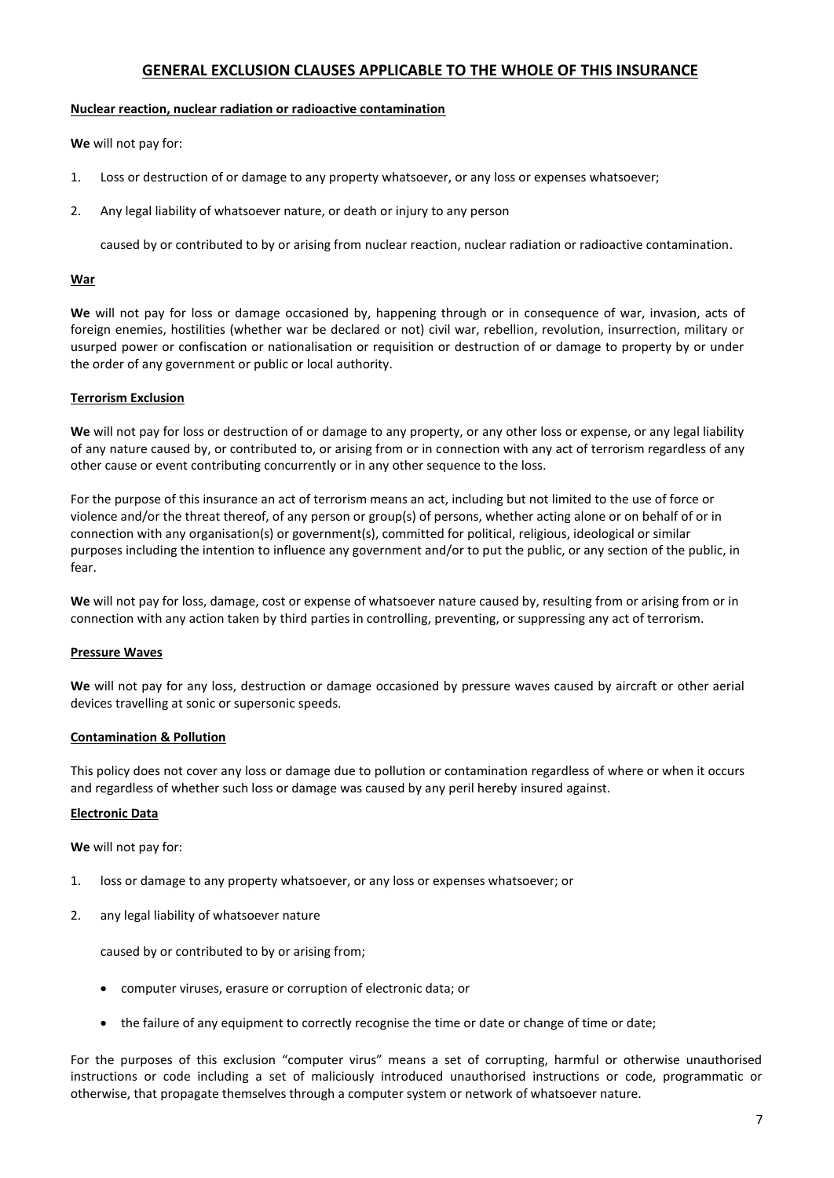## GENERAL EXCLUSION CLAUSES APPLICABLE TO THE WHOLE OF THIS INSURANCE

### Nuclear reaction, nuclear radiation or radioactive contamination

**We** will not pay for:

1. Loss or destruction of or damage to any property whatsoever, or any loss or expenses whatsoever;
2. Any legal liability of whatsoever nature, or death or injury to any person

   caused by or contributed to by or arising from nuclear reaction, nuclear radiation or radioactive contamination.

### War

**We** will not pay for loss or damage occasioned by, happening through or in consequence of war, invasion, acts of foreign enemies, hostilities (whether war be declared or not) civil war, rebellion, revolution, insurrection, military or usurped power or confiscation or nationalisation or requisition or destruction of or damage to property by or under the order of any government or public or local authority.

### Terrorism Exclusion

**We** will not pay for loss or destruction of or damage to any property, or any other loss or expense, or any legal liability of any nature caused by, or contributed to, or arising from or in connection with any act of terrorism regardless of any other cause or event contributing concurrently or in any other sequence to the loss.

For the purpose of this insurance an act of terrorism means an act, including but not limited to the use of force or violence and/or the threat thereof, of any person or group(s) of persons, whether acting alone or on behalf of or in connection with any organisation(s) or government(s), committed for political, religious, ideological or similar purposes including the intention to influence any government and/or to put the public, or any section of the public, in fear.

**We** will not pay for loss, damage, cost or expense of whatsoever nature caused by, resulting from or arising from or in connection with any action taken by third parties in controlling, preventing, or suppressing any act of terrorism.

### Pressure Waves

**We** will not pay for any loss, destruction or damage occasioned by pressure waves caused by aircraft or other aerial devices travelling at sonic or supersonic speeds.

### Contamination & Pollution

This policy does not cover any loss or damage due to pollution or contamination regardless of where or when it occurs and regardless of whether such loss or damage was caused by any peril hereby insured against.

### Electronic Data

**We** will not pay for:

1. loss or damage to any property whatsoever, or any loss or expenses whatsoever; or
2. any legal liability of whatsoever nature

   caused by or contributed to by or arising from;

   - computer viruses, erasure or corruption of electronic data; or
   - the failure of any equipment to correctly recognise the time or date or change of time or date;

For the purposes of this exclusion "computer virus" means a set of corrupting, harmful or otherwise unauthorised instructions or code including a set of maliciously introduced unauthorised instructions or code, programmatic or otherwise, that propagate themselves through a computer system or network of whatsoever nature.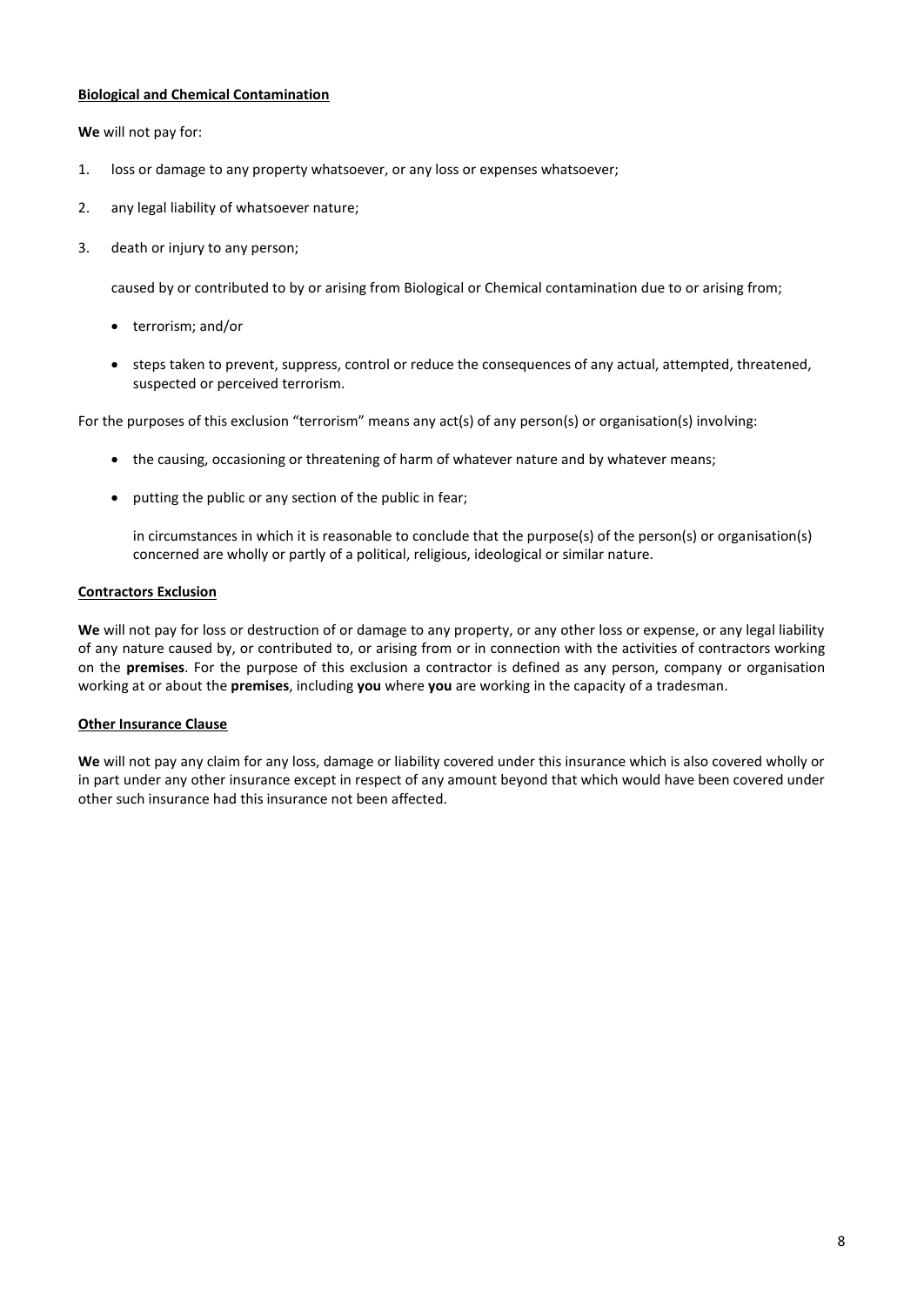**Biological and Chemical Contamination**

**We** will not pay for:

1. loss or damage to any property whatsoever, or any loss or expenses whatsoever;
2. any legal liability of whatsoever nature;
3. death or injury to any person;

   caused by or contributed to by or arising from Biological or Chemical contamination due to or arising from;

   - terrorism; and/or
   - steps taken to prevent, suppress, control or reduce the consequences of any actual, attempted, threatened, suspected or perceived terrorism.

For the purposes of this exclusion "terrorism" means any act(s) of any person(s) or organisation(s) involving:

- the causing, occasioning or threatening of harm of whatever nature and by whatever means;
- putting the public or any section of the public in fear;

  in circumstances in which it is reasonable to conclude that the purpose(s) of the person(s) or organisation(s) concerned are wholly or partly of a political, religious, ideological or similar nature.

**Contractors Exclusion**

**We** will not pay for loss or destruction of or damage to any property, or any other loss or expense, or any legal liability of any nature caused by, or contributed to, or arising from or in connection with the activities of contractors working on the **premises**. For the purpose of this exclusion a contractor is defined as any person, company or organisation working at or about the **premises**, including **you** where **you** are working in the capacity of a tradesman.

**Other Insurance Clause**

**We** will not pay any claim for any loss, damage or liability covered under this insurance which is also covered wholly or in part under any other insurance except in respect of any amount beyond that which would have been covered under other such insurance had this insurance not been affected.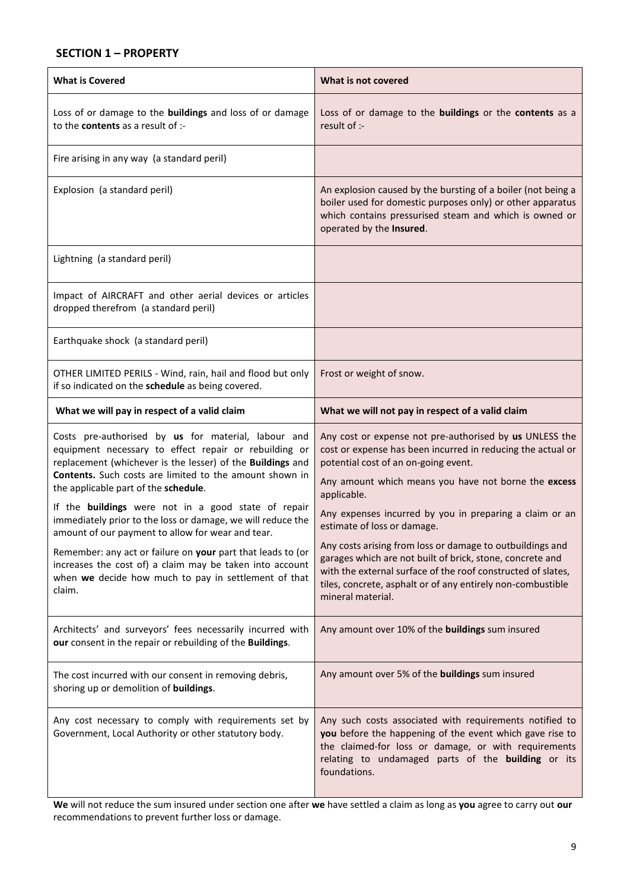## SECTION 1 – PROPERTY

| What is Covered | What is not covered |
| --- | --- |
| Loss of or damage to the **buildings** and loss of or damage to the **contents** as a result of :- | Loss of or damage to the **buildings** or the **contents** as a result of :- |
| Fire arising in any way (a standard peril) | |
| Explosion (a standard peril) | An explosion caused by the bursting of a boiler (not being a boiler used for domestic purposes only) or other apparatus which contains pressurised steam and which is owned or operated by the **Insured**. |
| Lightning (a standard peril) | |
| Impact of AIRCRAFT and other aerial devices or articles dropped therefrom (a standard peril) | |
| Earthquake shock (a standard peril) | |
| OTHER LIMITED PERILS - Wind, rain, hail and flood but only if so indicated on the **schedule** as being covered. | Frost or weight of snow. |
| **What we will pay in respect of a valid claim** | **What we will not pay in respect of a valid claim** |
| Costs pre-authorised by **us** for material, labour and equipment necessary to effect repair or rebuilding or replacement (whichever is the lesser) of the **Buildings** and **Contents.** Such costs are limited to the amount shown in the applicable part of the **schedule**.<br><br>If the **buildings** were not in a good state of repair immediately prior to the loss or damage, we will reduce the amount of our payment to allow for wear and tear.<br><br>Remember: any act or failure on **your** part that leads to (or increases the cost of) a claim may be taken into account when **we** decide how much to pay in settlement of that claim. | Any cost or expense not pre-authorised by **us** UNLESS the cost or expense has been incurred in reducing the actual or potential cost of an on-going event.<br><br>Any amount which means you have not borne the **excess** applicable.<br><br>Any expenses incurred by you in preparing a claim or an estimate of loss or damage.<br><br>Any costs arising from loss or damage to outbuildings and garages which are not built of brick, stone, concrete and with the external surface of the roof constructed of slates, tiles, concrete, asphalt or of any entirely non-combustible mineral material. |
| Architects' and surveyors' fees necessarily incurred with **our** consent in the repair or rebuilding of the **Buildings**. | Any amount over 10% of the **buildings** sum insured |
| The cost incurred with our consent in removing debris, shoring up or demolition of **buildings**. | Any amount over 5% of the **buildings** sum insured |
| Any cost necessary to comply with requirements set by Government, Local Authority or other statutory body. | Any such costs associated with requirements notified to **you** before the happening of the event which gave rise to the claimed-for loss or damage, or with requirements relating to undamaged parts of the **building** or its foundations. |

**We** will not reduce the sum insured under section one after **we** have settled a claim as long as **you** agree to carry out **our** recommendations to prevent further loss or damage.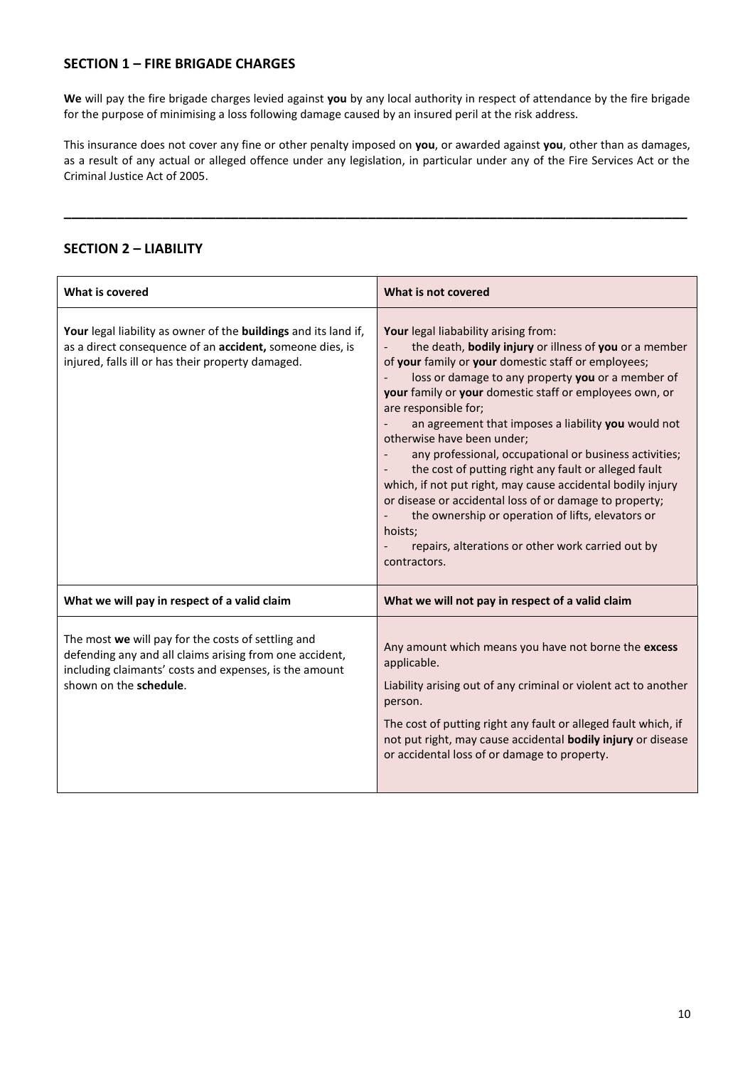## SECTION 1 – FIRE BRIGADE CHARGES

**We** will pay the fire brigade charges levied against **you** by any local authority in respect of attendance by the fire brigade for the purpose of minimising a loss following damage caused by an insured peril at the risk address.

This insurance does not cover any fine or other penalty imposed on **you**, or awarded against **you**, other than as damages, as a result of any actual or alleged offence under any legislation, in particular under any of the Fire Services Act or the Criminal Justice Act of 2005.

---

## SECTION 2 – LIABILITY

| What is covered | What is not covered |
|---|---|
| **Your** legal liability as owner of the **buildings** and its land if, as a direct consequence of an **accident,** someone dies, is injured, falls ill or has their property damaged. | **Your** legal liabability arising from:<br>- the death, **bodily injury** or illness of **you** or a member of **your** family or **your** domestic staff or employees;<br>- loss or damage to any property **you** or a member of **your** family or **your** domestic staff or employees own, or are responsible for;<br>- an agreement that imposes a liability **you** would not otherwise have been under;<br>- any professional, occupational or business activities;<br>- the cost of putting right any fault or alleged fault which, if not put right, may cause accidental bodily injury or disease or accidental loss of or damage to property;<br>- the ownership or operation of lifts, elevators or hoists;<br>- repairs, alterations or other work carried out by contractors. |
| **What we will pay in respect of a valid claim** | **What we will not pay in respect of a valid claim** |
| The most **we** will pay for the costs of settling and defending any and all claims arising from one accident, including claimants' costs and expenses, is the amount shown on the **schedule**. | Any amount which means you have not borne the **excess** applicable.<br><br>Liability arising out of any criminal or violent act to another person.<br><br>The cost of putting right any fault or alleged fault which, if not put right, may cause accidental **bodily injury** or disease or accidental loss of or damage to property. |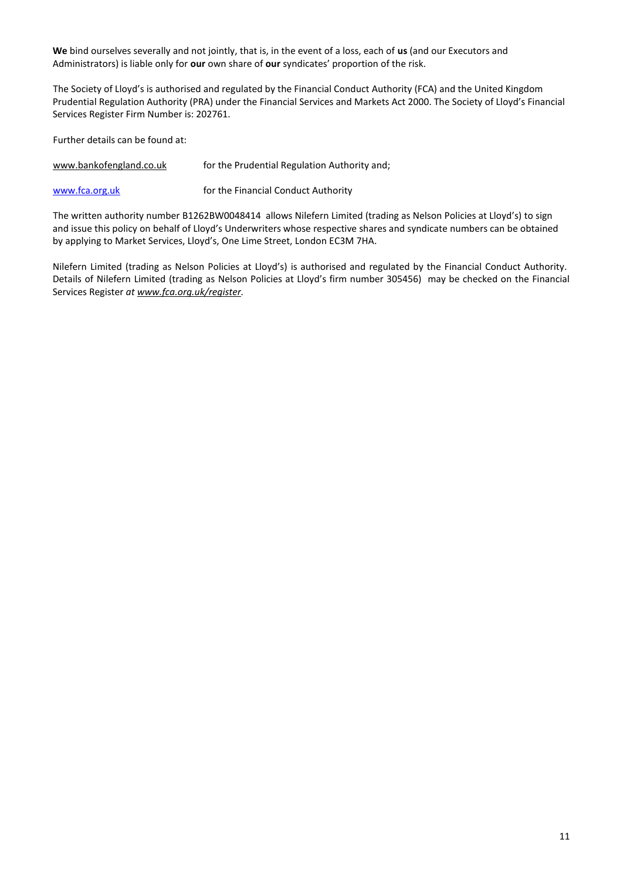**We** bind ourselves severally and not jointly, that is, in the event of a loss, each of **us** (and our Executors and Administrators) is liable only for **our** own share of **our** syndicates' proportion of the risk.

The Society of Lloyd's is authorised and regulated by the Financial Conduct Authority (FCA) and the United Kingdom Prudential Regulation Authority (PRA) under the Financial Services and Markets Act 2000. The Society of Lloyd's Financial Services Register Firm Number is: 202761.

Further details can be found at:

www.bankofengland.co.uk for the Prudential Regulation Authority and;

www.fca.org.uk for the Financial Conduct Authority

The written authority number B1262BW0048414 allows Nilefern Limited (trading as Nelson Policies at Lloyd's) to sign and issue this policy on behalf of Lloyd's Underwriters whose respective shares and syndicate numbers can be obtained by applying to Market Services, Lloyd's, One Lime Street, London EC3M 7HA.

Nilefern Limited (trading as Nelson Policies at Lloyd's) is authorised and regulated by the Financial Conduct Authority. Details of Nilefern Limited (trading as Nelson Policies at Lloyd's firm number 305456) may be checked on the Financial Services Register *at www.fca.org.uk/register.*